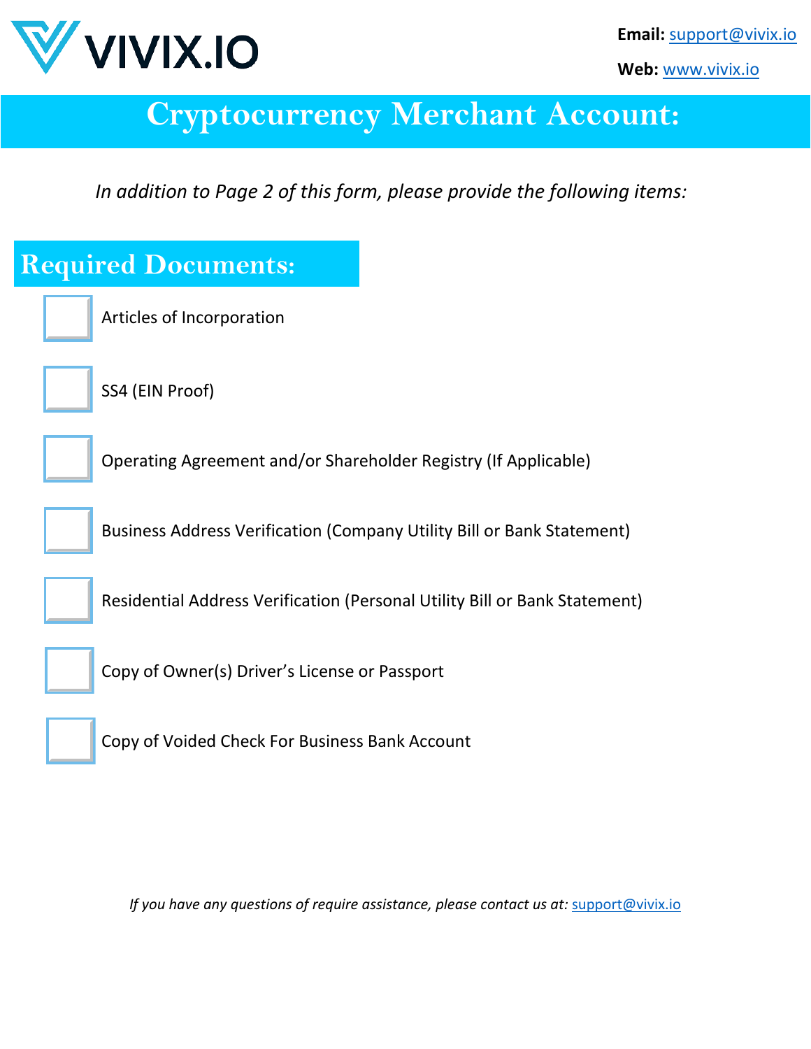VIVIX.IO

**Email:** support@vivix.io

**Web:** www.vivix.io

# Cryptocurrency Merchant Account:

*In addition to Page 2 of this form, please provide the following items:*

## Required Documents:

- [ ] Articles of Incorporation
- [ ] SS4 (EIN Proof)
- [ ] Operating Agreement and/or Shareholder Registry (If Applicable)
- [ ] Business Address Verification (Company Utility Bill or Bank Statement)
- [ ] Residential Address Verification (Personal Utility Bill or Bank Statement)
- [ ] Copy of Owner(s) Driver's License or Passport
- [ ] Copy of Voided Check For Business Bank Account

*If you have any questions of require assistance, please contact us at:* support@vivix.io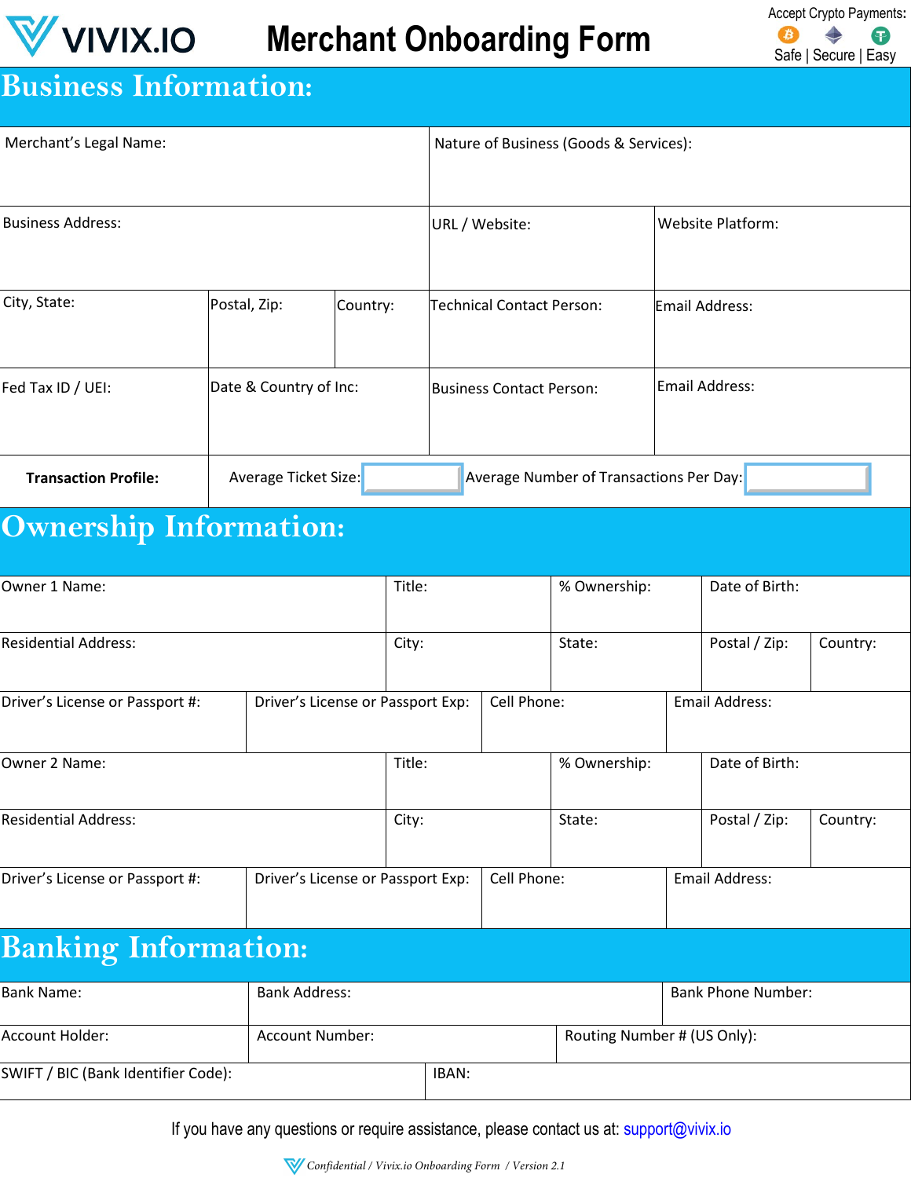VIVIX.IO

# Merchant Onboarding Form

Accept Crypto Payments:
Safe | Secure | Easy

## Business Information:

| | | | | |
|---|---|---|---|---|
| Merchant's Legal Name: | | | Nature of Business (Goods & Services): | |
| Business Address: | | | URL / Website: | Website Platform: |
| City, State: | Postal, Zip: | Country: | Technical Contact Person: | Email Address: |
| Fed Tax ID / UEI: | Date & Country of Inc: | | Business Contact Person: | Email Address: |

**Transaction Profile:** Average Ticket Size: ______ Average Number of Transactions Per Day: ______

## Ownership Information:

| | | | | |
|---|---|---|---|---|
| Owner 1 Name: | Title: | % Ownership: | Date of Birth: | |
| Residential Address: | City: | State: | Postal / Zip: | Country: |
| Driver's License or Passport #: | Driver's License or Passport Exp: | Cell Phone: | Email Address: | |
| Owner 2 Name: | Title: | % Ownership: | Date of Birth: | |
| Residential Address: | City: | State: | Postal / Zip: | Country: |
| Driver's License or Passport #: | Driver's License or Passport Exp: | Cell Phone: | Email Address: | |

## Banking Information:

| | | |
|---|---|---|
| Bank Name: | Bank Address: | Bank Phone Number: |
| Account Holder: | Account Number: | Routing Number # (US Only): |
| SWIFT / BIC (Bank Identifier Code): | IBAN: | |

If you have any questions or require assistance, please contact us at: support@vivix.io

*Confidential / Vivix.io Onboarding Form / Version 2.1*